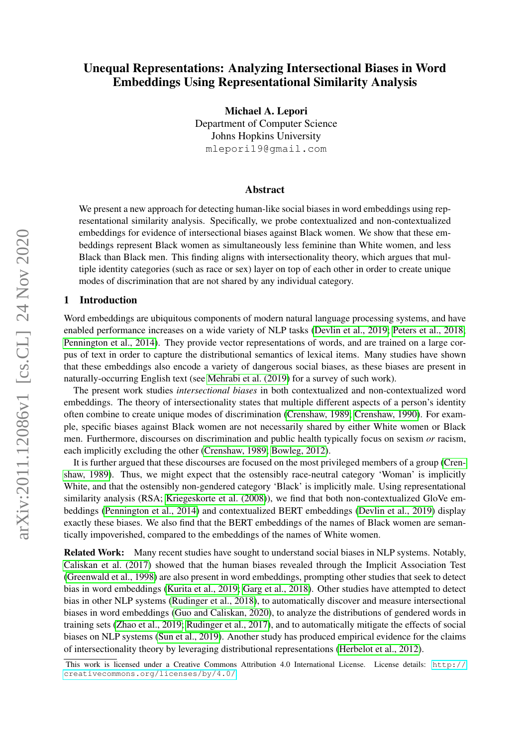# Unequal Representations: Analyzing Intersectional Biases in Word Embeddings Using Representational Similarity Analysis

**Michael A. Lepori**
Department of Computer Science
Johns Hopkins University
mlepori19@gmail.com

## Abstract

We present a new approach for detecting human-like social biases in word embeddings using representational similarity analysis. Specifically, we probe contextualized and non-contextualized embeddings for evidence of intersectional biases against Black women. We show that these embeddings represent Black women as simultaneously less feminine than White women, and less Black than Black men. This finding aligns with intersectionality theory, which argues that multiple identity categories (such as race or sex) layer on top of each other in order to create unique modes of discrimination that are not shared by any individual category.

## 1 Introduction

Word embeddings are ubiquitous components of modern natural language processing systems, and have enabled performance increases on a wide variety of NLP tasks (Devlin et al., 2019; Peters et al., 2018; Pennington et al., 2014). They provide vector representations of words, and are trained on a large corpus of text in order to capture the distributional semantics of lexical items. Many studies have shown that these embeddings also encode a variety of dangerous social biases, as these biases are present in naturally-occurring English text (see Mehrabi et al. (2019) for a survey of such work).

The present work studies *intersectional biases* in both contextualized and non-contextualized word embeddings. The theory of intersectionality states that multiple different aspects of a person's identity often combine to create unique modes of discrimination (Crenshaw, 1989; Crenshaw, 1990). For example, specific biases against Black women are not necessarily shared by either White women or Black men. Furthermore, discourses on discrimination and public health typically focus on sexism *or* racism, each implicitly excluding the other (Crenshaw, 1989; Bowleg, 2012).

It is further argued that these discourses are focused on the most privileged members of a group (Crenshaw, 1989). Thus, we might expect that the ostensibly race-neutral category 'Woman' is implicitly White, and that the ostensibly non-gendered category 'Black' is implicitly male. Using representational similarity analysis (RSA; Kriegeskorte et al. (2008)), we find that both non-contextualized GloVe embeddings (Pennington et al., 2014) and contextualized BERT embeddings (Devlin et al., 2019) display exactly these biases. We also find that the BERT embeddings of the names of Black women are semantically impoverished, compared to the embeddings of the names of White women.

**Related Work:** Many recent studies have sought to understand social biases in NLP systems. Notably, Caliskan et al. (2017) showed that the human biases revealed through the Implicit Association Test (Greenwald et al., 1998) are also present in word embeddings, prompting other studies that seek to detect bias in word embeddings (Kurita et al., 2019; Garg et al., 2018). Other studies have attempted to detect bias in other NLP systems (Rudinger et al., 2018), to automatically discover and measure intersectional biases in word embeddings (Guo and Caliskan, 2020), to analyze the distributions of gendered words in training sets (Zhao et al., 2019; Rudinger et al., 2017), and to automatically mitigate the effects of social biases on NLP systems (Sun et al., 2019). Another study has produced empirical evidence for the claims of intersectionality theory by leveraging distributional representations (Herbelot et al., 2012).

This work is licensed under a Creative Commons Attribution 4.0 International License. License details: http://creativecommons.org/licenses/by/4.0/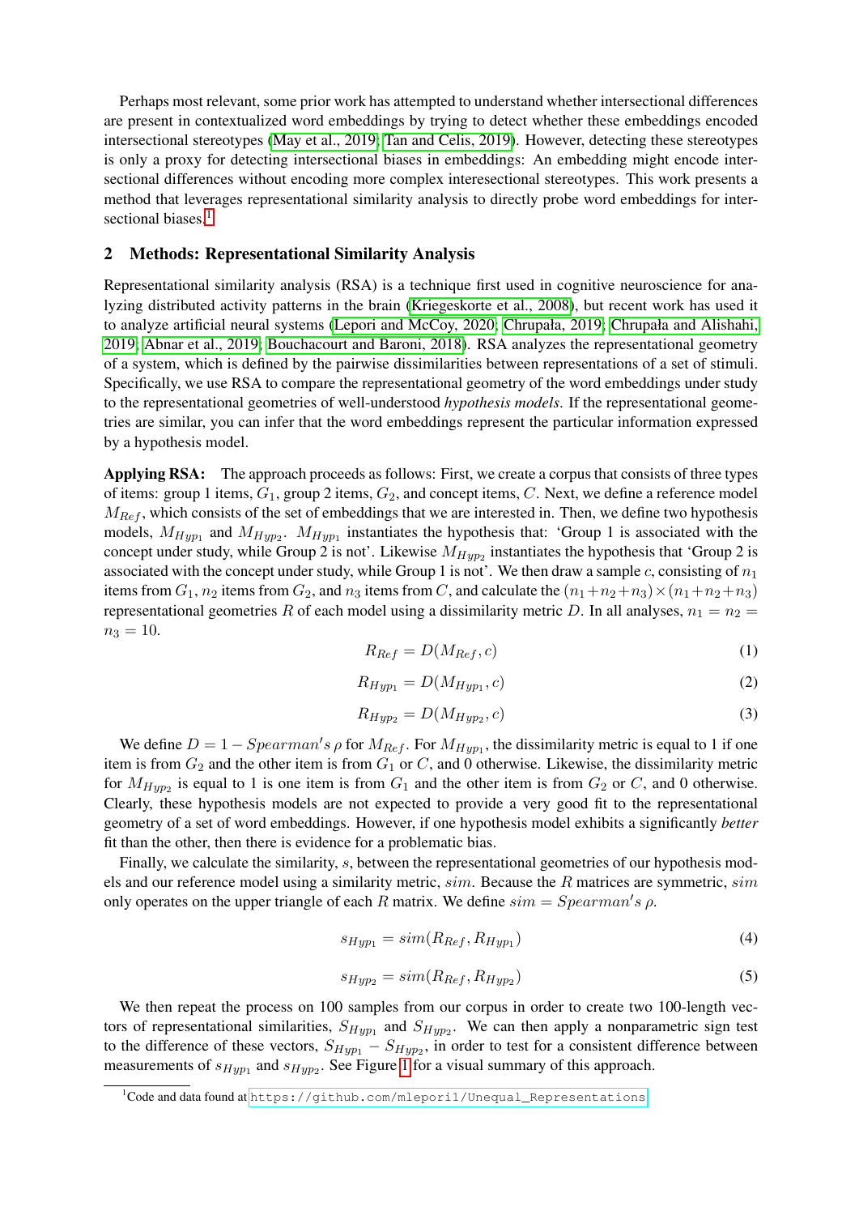Perhaps most relevant, some prior work has attempted to understand whether intersectional differences are present in contextualized word embeddings by trying to detect whether these embeddings encoded intersectional stereotypes (May et al., 2019; Tan and Celis, 2019). However, detecting these stereotypes is only a proxy for detecting intersectional biases in embeddings: An embedding might encode intersectional differences without encoding more complex interesectional stereotypes. This work presents a method that leverages representational similarity analysis to directly probe word embeddings for intersectional biases.[1]

## 2 Methods: Representational Similarity Analysis

Representational similarity analysis (RSA) is a technique first used in cognitive neuroscience for analyzing distributed activity patterns in the brain (Kriegeskorte et al., 2008), but recent work has used it to analyze artificial neural systems (Lepori and McCoy, 2020; Chrupała, 2019; Chrupała and Alishahi, 2019; Abnar et al., 2019; Bouchacourt and Baroni, 2018). RSA analyzes the representational geometry of a system, which is defined by the pairwise dissimilarities between representations of a set of stimuli. Specifically, we use RSA to compare the representational geometry of the word embeddings under study to the representational geometries of well-understood *hypothesis models*. If the representational geometries are similar, you can infer that the word embeddings represent the particular information expressed by a hypothesis model.

**Applying RSA:** The approach proceeds as follows: First, we create a corpus that consists of three types of items: group 1 items, $G_1$, group 2 items, $G_2$, and concept items, $C$. Next, we define a reference model $M_{Ref}$, which consists of the set of embeddings that we are interested in. Then, we define two hypothesis models, $M_{Hyp_1}$ and $M_{Hyp_2}$. $M_{Hyp_1}$ instantiates the hypothesis that: 'Group 1 is associated with the concept under study, while Group 2 is not'. Likewise $M_{Hyp_2}$ instantiates the hypothesis that 'Group 2 is associated with the concept under study, while Group 1 is not'. We then draw a sample $c$, consisting of $n_1$ items from $G_1$, $n_2$ items from $G_2$, and $n_3$ items from $C$, and calculate the $(n_1+n_2+n_3)\times(n_1+n_2+n_3)$ representational geometries $R$ of each model using a dissimilarity metric $D$. In all analyses, $n_1 = n_2 = n_3 = 10$.

$$R_{Ref} = D(M_{Ref}, c) \tag{1}$$

$$R_{Hyp_1} = D(M_{Hyp_1}, c) \tag{2}$$

$$R_{Hyp_2} = D(M_{Hyp_2}, c) \tag{3}$$

We define $D = 1 - Spearman's\ \rho$ for $M_{Ref}$. For $M_{Hyp_1}$, the dissimilarity metric is equal to 1 if one item is from $G_2$ and the other item is from $G_1$ or $C$, and 0 otherwise. Likewise, the dissimilarity metric for $M_{Hyp_2}$ is equal to 1 is one item is from $G_1$ and the other item is from $G_2$ or $C$, and 0 otherwise. Clearly, these hypothesis models are not expected to provide a very good fit to the representational geometry of a set of word embeddings. However, if one hypothesis model exhibits a significantly *better* fit than the other, then there is evidence for a problematic bias.

Finally, we calculate the similarity, $s$, between the representational geometries of our hypothesis models and our reference model using a similarity metric, $sim$. Because the $R$ matrices are symmetric, $sim$ only operates on the upper triangle of each $R$ matrix. We define $sim = Spearman's\ \rho$.

$$s_{Hyp_1} = sim(R_{Ref}, R_{Hyp_1}) \tag{4}$$

$$s_{Hyp_2} = sim(R_{Ref}, R_{Hyp_2}) \tag{5}$$

We then repeat the process on 100 samples from our corpus in order to create two 100-length vectors of representational similarities, $S_{Hyp_1}$ and $S_{Hyp_2}$. We can then apply a nonparametric sign test to the difference of these vectors, $S_{Hyp_1} - S_{Hyp_2}$, in order to test for a consistent difference between measurements of $s_{Hyp_1}$ and $s_{Hyp_2}$. See Figure 1 for a visual summary of this approach.

[1] Code and data found at https://github.com/mlepori1/Unequal_Representations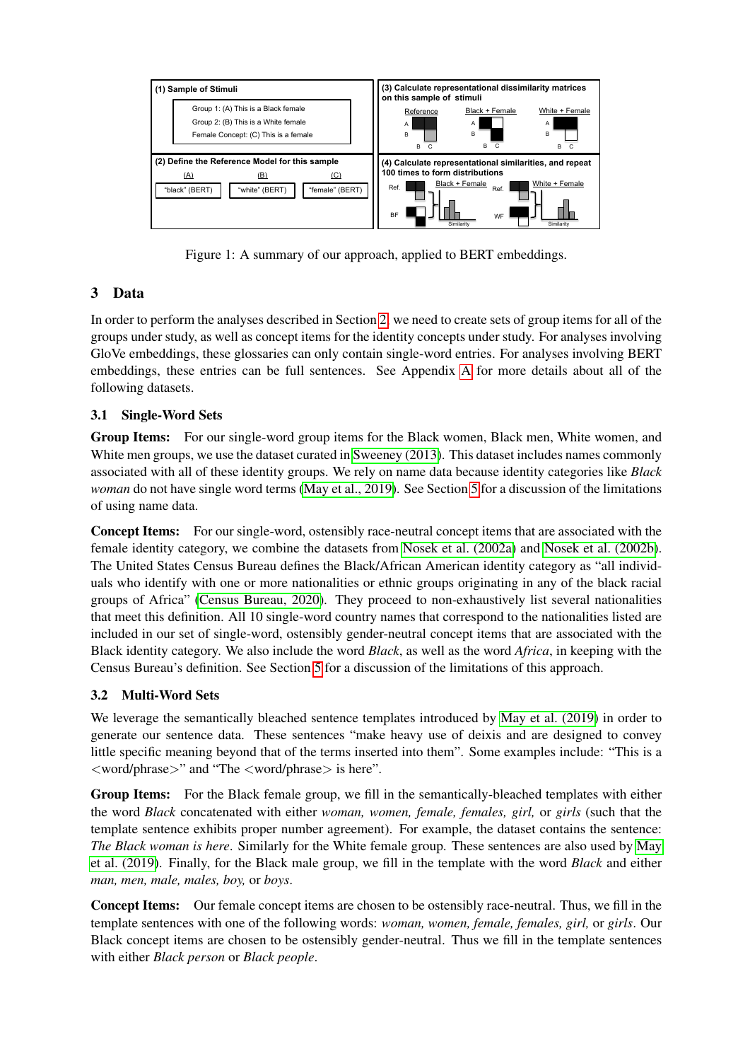(1) Sample of Stimuli

Group 1: (A) This is a Black female
Group 2: (B) This is a White female
Female Concept: (C) This is a female

(2) Define the Reference Model for this sample

| (A) | (B) | (C) |
|---|---|---|
| "black" (BERT) | "white" (BERT) | "female" (BERT) |

(3) Calculate representational dissimilarity matrices on this sample of stimuli

Reference — Black + Female — White + Female

(4) Calculate representational similarities, and repeat 100 times to form distributions

Figure 1: A summary of our approach, applied to BERT embeddings.

## 3 Data

In order to perform the analyses described in Section 2, we need to create sets of group items for all of the groups under study, as well as concept items for the identity concepts under study. For analyses involving GloVe embeddings, these glossaries can only contain single-word entries. For analyses involving BERT embeddings, these entries can be full sentences. See Appendix A for more details about all of the following datasets.

### 3.1 Single-Word Sets

**Group Items:** For our single-word group items for the Black women, Black men, White women, and White men groups, we use the dataset curated in Sweeney (2013). This dataset includes names commonly associated with all of these identity groups. We rely on name data because identity categories like *Black woman* do not have single word terms (May et al., 2019). See Section 5 for a discussion of the limitations of using name data.

**Concept Items:** For our single-word, ostensibly race-neutral concept items that are associated with the female identity category, we combine the datasets from Nosek et al. (2002a) and Nosek et al. (2002b). The United States Census Bureau defines the Black/African American identity category as "all individuals who identify with one or more nationalities or ethnic groups originating in any of the black racial groups of Africa" (Census Bureau, 2020). They proceed to non-exhaustively list several nationalities that meet this definition. All 10 single-word country names that correspond to the nationalities listed are included in our set of single-word, ostensibly gender-neutral concept items that are associated with the Black identity category. We also include the word *Black*, as well as the word *Africa*, in keeping with the Census Bureau's definition. See Section 5 for a discussion of the limitations of this approach.

### 3.2 Multi-Word Sets

We leverage the semantically bleached sentence templates introduced by May et al. (2019) in order to generate our sentence data. These sentences "make heavy use of deixis and are designed to convey little specific meaning beyond that of the terms inserted into them". Some examples include: "This is a <word/phrase>" and "The <word/phrase> is here".

**Group Items:** For the Black female group, we fill in the semantically-bleached templates with either the word *Black* concatenated with either *woman, women, female, females, girl,* or *girls* (such that the template sentence exhibits proper number agreement). For example, the dataset contains the sentence: *The Black woman is here*. Similarly for the White female group. These sentences are also used by May et al. (2019). Finally, for the Black male group, we fill in the template with the word *Black* and either *man, men, male, males, boy,* or *boys*.

**Concept Items:** Our female concept items are chosen to be ostensibly race-neutral. Thus, we fill in the template sentences with one of the following words: *woman, women, female, females, girl,* or *girls*. Our Black concept items are chosen to be ostensibly gender-neutral. Thus we fill in the template sentences with either *Black person* or *Black people*.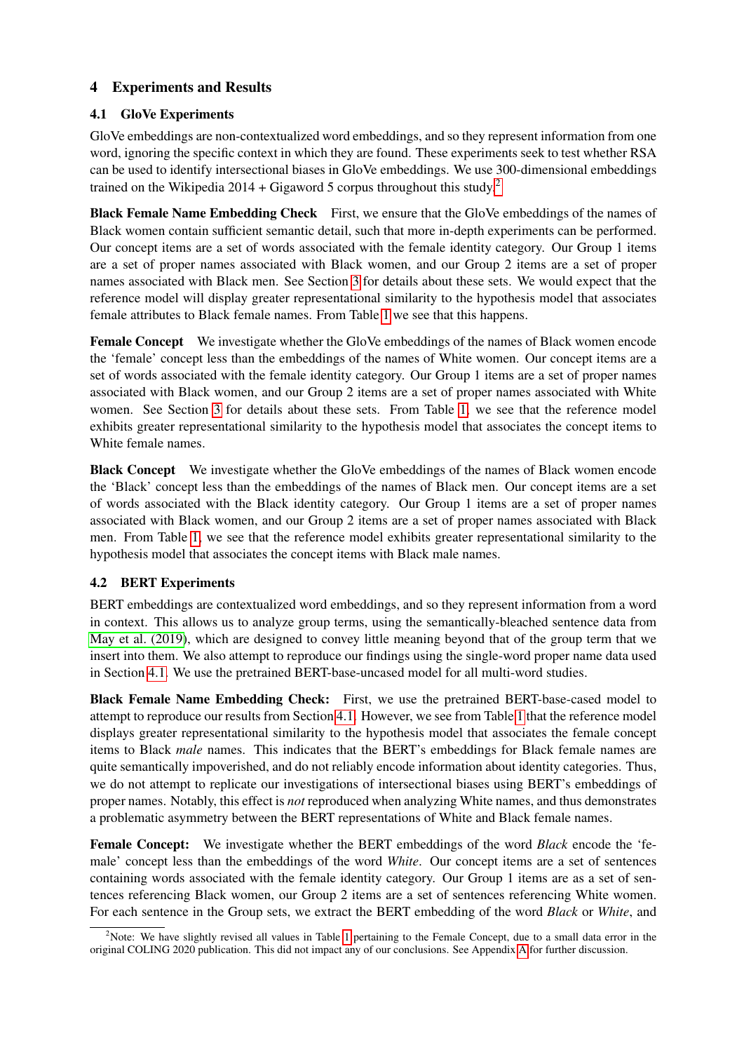## 4 Experiments and Results

### 4.1 GloVe Experiments

GloVe embeddings are non-contextualized word embeddings, and so they represent information from one word, ignoring the specific context in which they are found. These experiments seek to test whether RSA can be used to identify intersectional biases in GloVe embeddings. We use 300-dimensional embeddings trained on the Wikipedia 2014 + Gigaword 5 corpus throughout this study.[2]

**Black Female Name Embedding Check** First, we ensure that the GloVe embeddings of the names of Black women contain sufficient semantic detail, such that more in-depth experiments can be performed. Our concept items are a set of words associated with the female identity category. Our Group 1 items are a set of proper names associated with Black women, and our Group 2 items are a set of proper names associated with Black men. See Section 3 for details about these sets. We would expect that the reference model will display greater representational similarity to the hypothesis model that associates female attributes to Black female names. From Table 1 we see that this happens.

**Female Concept** We investigate whether the GloVe embeddings of the names of Black women encode the 'female' concept less than the embeddings of the names of White women. Our concept items are a set of words associated with the female identity category. Our Group 1 items are a set of proper names associated with Black women, and our Group 2 items are a set of proper names associated with White women. See Section 3 for details about these sets. From Table 1, we see that the reference model exhibits greater representational similarity to the hypothesis model that associates the concept items to White female names.

**Black Concept** We investigate whether the GloVe embeddings of the names of Black women encode the 'Black' concept less than the embeddings of the names of Black men. Our concept items are a set of words associated with the Black identity category. Our Group 1 items are a set of proper names associated with Black women, and our Group 2 items are a set of proper names associated with Black men. From Table 1, we see that the reference model exhibits greater representational similarity to the hypothesis model that associates the concept items with Black male names.

### 4.2 BERT Experiments

BERT embeddings are contextualized word embeddings, and so they represent information from a word in context. This allows us to analyze group terms, using the semantically-bleached sentence data from May et al. (2019), which are designed to convey little meaning beyond that of the group term that we insert into them. We also attempt to reproduce our findings using the single-word proper name data used in Section 4.1. We use the pretrained BERT-base-uncased model for all multi-word studies.

**Black Female Name Embedding Check:** First, we use the pretrained BERT-base-cased model to attempt to reproduce our results from Section 4.1. However, we see from Table 1 that the reference model displays greater representational similarity to the hypothesis model that associates the female concept items to Black *male* names. This indicates that the BERT's embeddings for Black female names are quite semantically impoverished, and do not reliably encode information about identity categories. Thus, we do not attempt to replicate our investigations of intersectional biases using BERT's embeddings of proper names. Notably, this effect is *not* reproduced when analyzing White names, and thus demonstrates a problematic asymmetry between the BERT representations of White and Black female names.

**Female Concept:** We investigate whether the BERT embeddings of the word *Black* encode the 'female' concept less than the embeddings of the word *White*. Our concept items are a set of sentences containing words associated with the female identity category. Our Group 1 items are as a set of sentences referencing Black women, our Group 2 items are a set of sentences referencing White women. For each sentence in the Group sets, we extract the BERT embedding of the word *Black* or *White*, and

[2] Note: We have slightly revised all values in Table 1 pertaining to the Female Concept, due to a small data error in the original COLING 2020 publication. This did not impact any of our conclusions. See Appendix A for further discussion.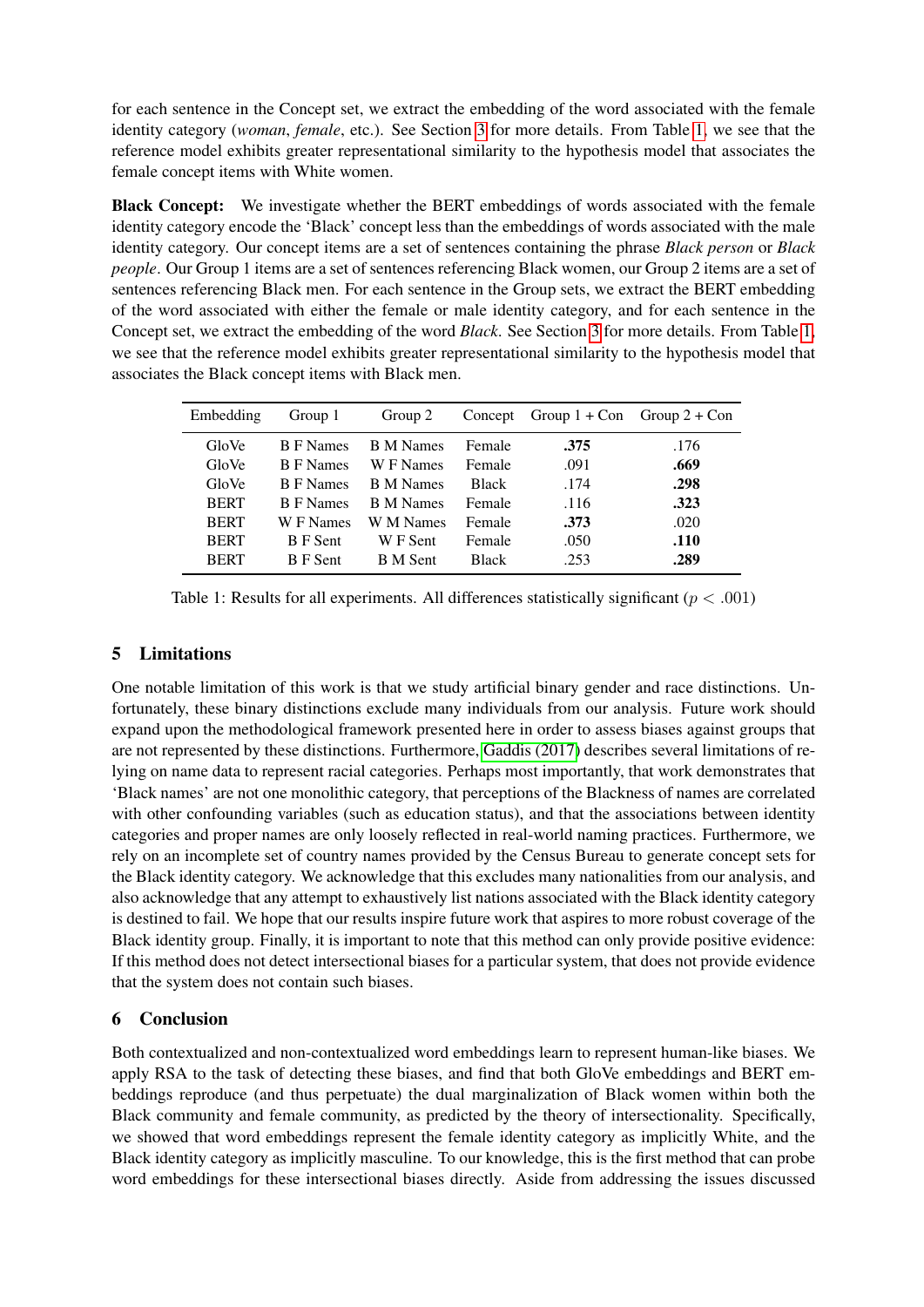for each sentence in the Concept set, we extract the embedding of the word associated with the female identity category (*woman*, *female*, etc.). See Section 3 for more details. From Table 1, we see that the reference model exhibits greater representational similarity to the hypothesis model that associates the female concept items with White women.

**Black Concept:** We investigate whether the BERT embeddings of words associated with the female identity category encode the 'Black' concept less than the embeddings of words associated with the male identity category. Our concept items are a set of sentences containing the phrase *Black person* or *Black people*. Our Group 1 items are a set of sentences referencing Black women, our Group 2 items are a set of sentences referencing Black men. For each sentence in the Group sets, we extract the BERT embedding of the word associated with either the female or male identity category, and for each sentence in the Concept set, we extract the embedding of the word *Black*. See Section 3 for more details. From Table 1, we see that the reference model exhibits greater representational similarity to the hypothesis model that associates the Black concept items with Black men.

| Embedding | Group 1 | Group 2 | Concept | Group 1 + Con | Group 2 + Con |
|---|---|---|---|---|---|
| GloVe | B F Names | B M Names | Female | **.375** | .176 |
| GloVe | B F Names | W F Names | Female | .091 | **.669** |
| GloVe | B F Names | B M Names | Black | .174 | **.298** |
| BERT | B F Names | B M Names | Female | .116 | **.323** |
| BERT | W F Names | W M Names | Female | **.373** | .020 |
| BERT | B F Sent | W F Sent | Female | .050 | **.110** |
| BERT | B F Sent | B M Sent | Black | .253 | **.289** |

Table 1: Results for all experiments. All differences statistically significant ($p < .001$)

## 5 Limitations

One notable limitation of this work is that we study artificial binary gender and race distinctions. Unfortunately, these binary distinctions exclude many individuals from our analysis. Future work should expand upon the methodological framework presented here in order to assess biases against groups that are not represented by these distinctions. Furthermore, Gaddis (2017) describes several limitations of relying on name data to represent racial categories. Perhaps most importantly, that work demonstrates that 'Black names' are not one monolithic category, that perceptions of the Blackness of names are correlated with other confounding variables (such as education status), and that the associations between identity categories and proper names are only loosely reflected in real-world naming practices. Furthermore, we rely on an incomplete set of country names provided by the Census Bureau to generate concept sets for the Black identity category. We acknowledge that this excludes many nationalities from our analysis, and also acknowledge that any attempt to exhaustively list nations associated with the Black identity category is destined to fail. We hope that our results inspire future work that aspires to more robust coverage of the Black identity group. Finally, it is important to note that this method can only provide positive evidence: If this method does not detect intersectional biases for a particular system, that does not provide evidence that the system does not contain such biases.

## 6 Conclusion

Both contextualized and non-contextualized word embeddings learn to represent human-like biases. We apply RSA to the task of detecting these biases, and find that both GloVe embeddings and BERT embeddings reproduce (and thus perpetuate) the dual marginalization of Black women within both the Black community and female community, as predicted by the theory of intersectionality. Specifically, we showed that word embeddings represent the female identity category as implicitly White, and the Black identity category as implicitly masculine. To our knowledge, this is the first method that can probe word embeddings for these intersectional biases directly. Aside from addressing the issues discussed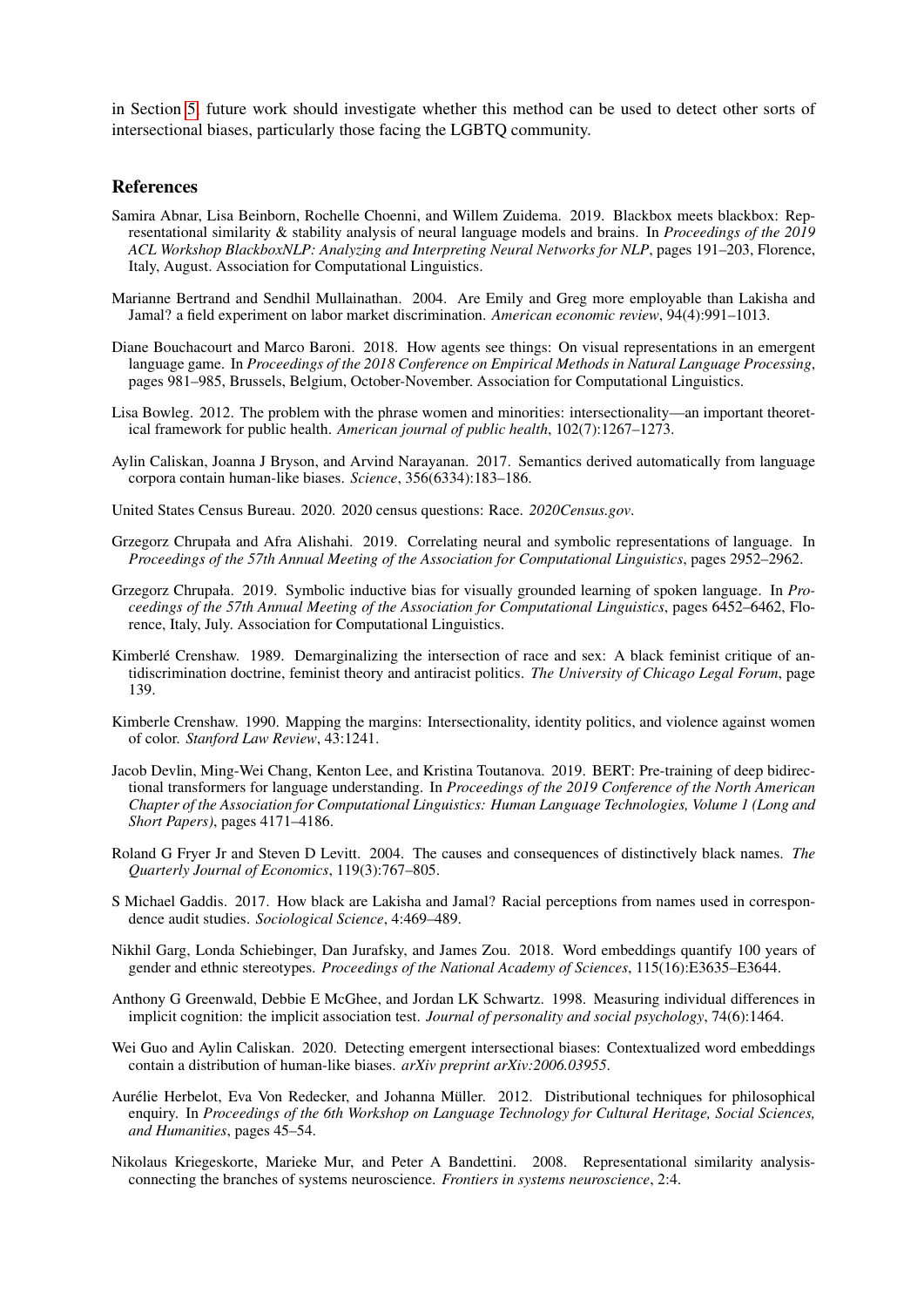in Section 5, future work should investigate whether this method can be used to detect other sorts of intersectional biases, particularly those facing the LGBTQ community.

## References

Samira Abnar, Lisa Beinborn, Rochelle Choenni, and Willem Zuidema. 2019. Blackbox meets blackbox: Representational similarity & stability analysis of neural language models and brains. In *Proceedings of the 2019 ACL Workshop BlackboxNLP: Analyzing and Interpreting Neural Networks for NLP*, pages 191–203, Florence, Italy, August. Association for Computational Linguistics.

Marianne Bertrand and Sendhil Mullainathan. 2004. Are Emily and Greg more employable than Lakisha and Jamal? a field experiment on labor market discrimination. *American economic review*, 94(4):991–1013.

Diane Bouchacourt and Marco Baroni. 2018. How agents see things: On visual representations in an emergent language game. In *Proceedings of the 2018 Conference on Empirical Methods in Natural Language Processing*, pages 981–985, Brussels, Belgium, October-November. Association for Computational Linguistics.

Lisa Bowleg. 2012. The problem with the phrase women and minorities: intersectionality—an important theoretical framework for public health. *American journal of public health*, 102(7):1267–1273.

Aylin Caliskan, Joanna J Bryson, and Arvind Narayanan. 2017. Semantics derived automatically from language corpora contain human-like biases. *Science*, 356(6334):183–186.

United States Census Bureau. 2020. 2020 census questions: Race. *2020Census.gov*.

Grzegorz Chrupała and Afra Alishahi. 2019. Correlating neural and symbolic representations of language. In *Proceedings of the 57th Annual Meeting of the Association for Computational Linguistics*, pages 2952–2962.

Grzegorz Chrupała. 2019. Symbolic inductive bias for visually grounded learning of spoken language. In *Proceedings of the 57th Annual Meeting of the Association for Computational Linguistics*, pages 6452–6462, Florence, Italy, July. Association for Computational Linguistics.

Kimberlé Crenshaw. 1989. Demarginalizing the intersection of race and sex: A black feminist critique of antidiscrimination doctrine, feminist theory and antiracist politics. *The University of Chicago Legal Forum*, page 139.

Kimberle Crenshaw. 1990. Mapping the margins: Intersectionality, identity politics, and violence against women of color. *Stanford Law Review*, 43:1241.

Jacob Devlin, Ming-Wei Chang, Kenton Lee, and Kristina Toutanova. 2019. BERT: Pre-training of deep bidirectional transformers for language understanding. In *Proceedings of the 2019 Conference of the North American Chapter of the Association for Computational Linguistics: Human Language Technologies, Volume 1 (Long and Short Papers)*, pages 4171–4186.

Roland G Fryer Jr and Steven D Levitt. 2004. The causes and consequences of distinctively black names. *The Quarterly Journal of Economics*, 119(3):767–805.

S Michael Gaddis. 2017. How black are Lakisha and Jamal? Racial perceptions from names used in correspondence audit studies. *Sociological Science*, 4:469–489.

Nikhil Garg, Londa Schiebinger, Dan Jurafsky, and James Zou. 2018. Word embeddings quantify 100 years of gender and ethnic stereotypes. *Proceedings of the National Academy of Sciences*, 115(16):E3635–E3644.

Anthony G Greenwald, Debbie E McGhee, and Jordan LK Schwartz. 1998. Measuring individual differences in implicit cognition: the implicit association test. *Journal of personality and social psychology*, 74(6):1464.

Wei Guo and Aylin Caliskan. 2020. Detecting emergent intersectional biases: Contextualized word embeddings contain a distribution of human-like biases. *arXiv preprint arXiv:2006.03955*.

Aurélie Herbelot, Eva Von Redecker, and Johanna Müller. 2012. Distributional techniques for philosophical enquiry. In *Proceedings of the 6th Workshop on Language Technology for Cultural Heritage, Social Sciences, and Humanities*, pages 45–54.

Nikolaus Kriegeskorte, Marieke Mur, and Peter A Bandettini. 2008. Representational similarity analysis-connecting the branches of systems neuroscience. *Frontiers in systems neuroscience*, 2:4.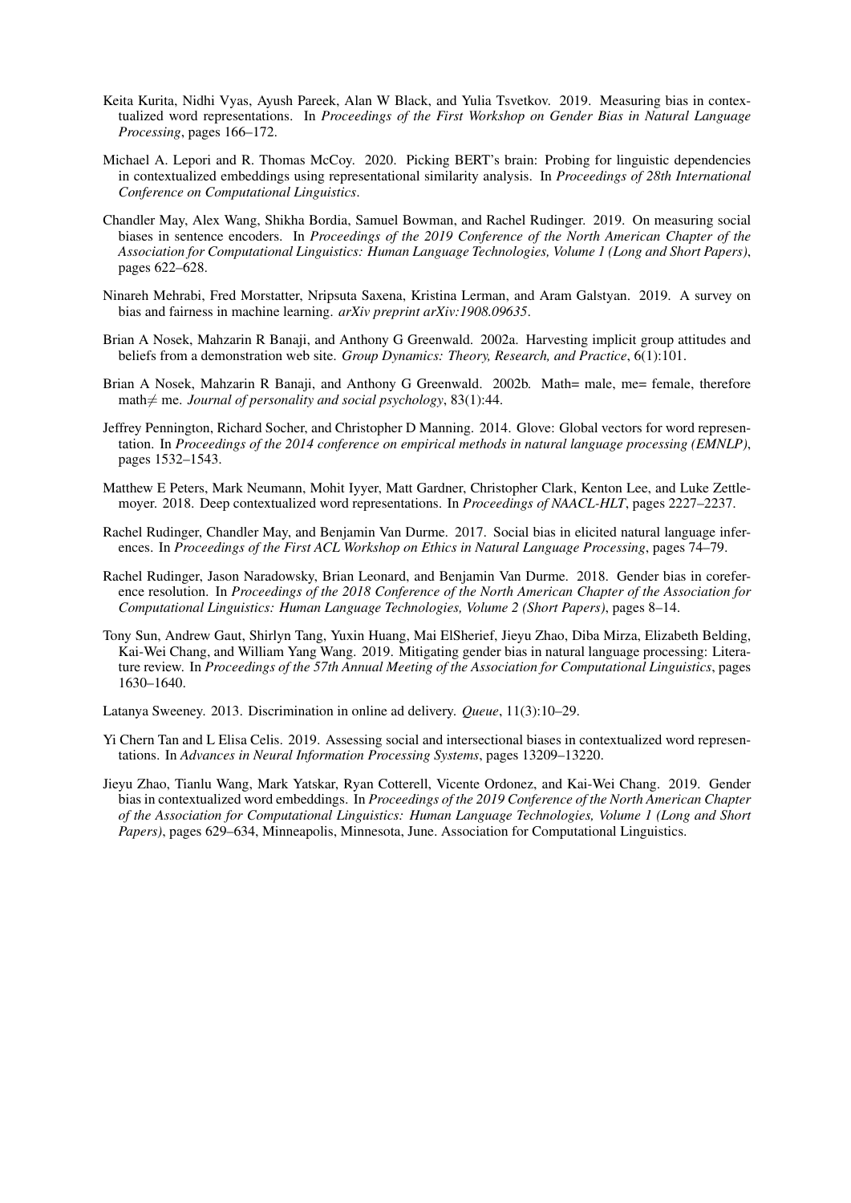Keita Kurita, Nidhi Vyas, Ayush Pareek, Alan W Black, and Yulia Tsvetkov. 2019. Measuring bias in contextualized word representations. In *Proceedings of the First Workshop on Gender Bias in Natural Language Processing*, pages 166–172.

Michael A. Lepori and R. Thomas McCoy. 2020. Picking BERT's brain: Probing for linguistic dependencies in contextualized embeddings using representational similarity analysis. In *Proceedings of 28th International Conference on Computational Linguistics*.

Chandler May, Alex Wang, Shikha Bordia, Samuel Bowman, and Rachel Rudinger. 2019. On measuring social biases in sentence encoders. In *Proceedings of the 2019 Conference of the North American Chapter of the Association for Computational Linguistics: Human Language Technologies, Volume 1 (Long and Short Papers)*, pages 622–628.

Ninareh Mehrabi, Fred Morstatter, Nripsuta Saxena, Kristina Lerman, and Aram Galstyan. 2019. A survey on bias and fairness in machine learning. *arXiv preprint arXiv:1908.09635*.

Brian A Nosek, Mahzarin R Banaji, and Anthony G Greenwald. 2002a. Harvesting implicit group attitudes and beliefs from a demonstration web site. *Group Dynamics: Theory, Research, and Practice*, 6(1):101.

Brian A Nosek, Mahzarin R Banaji, and Anthony G Greenwald. 2002b. Math= male, me= female, therefore math$\neq$ me. *Journal of personality and social psychology*, 83(1):44.

Jeffrey Pennington, Richard Socher, and Christopher D Manning. 2014. Glove: Global vectors for word representation. In *Proceedings of the 2014 conference on empirical methods in natural language processing (EMNLP)*, pages 1532–1543.

Matthew E Peters, Mark Neumann, Mohit Iyyer, Matt Gardner, Christopher Clark, Kenton Lee, and Luke Zettlemoyer. 2018. Deep contextualized word representations. In *Proceedings of NAACL-HLT*, pages 2227–2237.

Rachel Rudinger, Chandler May, and Benjamin Van Durme. 2017. Social bias in elicited natural language inferences. In *Proceedings of the First ACL Workshop on Ethics in Natural Language Processing*, pages 74–79.

Rachel Rudinger, Jason Naradowsky, Brian Leonard, and Benjamin Van Durme. 2018. Gender bias in coreference resolution. In *Proceedings of the 2018 Conference of the North American Chapter of the Association for Computational Linguistics: Human Language Technologies, Volume 2 (Short Papers)*, pages 8–14.

Tony Sun, Andrew Gaut, Shirlyn Tang, Yuxin Huang, Mai ElSherief, Jieyu Zhao, Diba Mirza, Elizabeth Belding, Kai-Wei Chang, and William Yang Wang. 2019. Mitigating gender bias in natural language processing: Literature review. In *Proceedings of the 57th Annual Meeting of the Association for Computational Linguistics*, pages 1630–1640.

Latanya Sweeney. 2013. Discrimination in online ad delivery. *Queue*, 11(3):10–29.

Yi Chern Tan and L Elisa Celis. 2019. Assessing social and intersectional biases in contextualized word representations. In *Advances in Neural Information Processing Systems*, pages 13209–13220.

Jieyu Zhao, Tianlu Wang, Mark Yatskar, Ryan Cotterell, Vicente Ordonez, and Kai-Wei Chang. 2019. Gender bias in contextualized word embeddings. In *Proceedings of the 2019 Conference of the North American Chapter of the Association for Computational Linguistics: Human Language Technologies, Volume 1 (Long and Short Papers)*, pages 629–634, Minneapolis, Minnesota, June. Association for Computational Linguistics.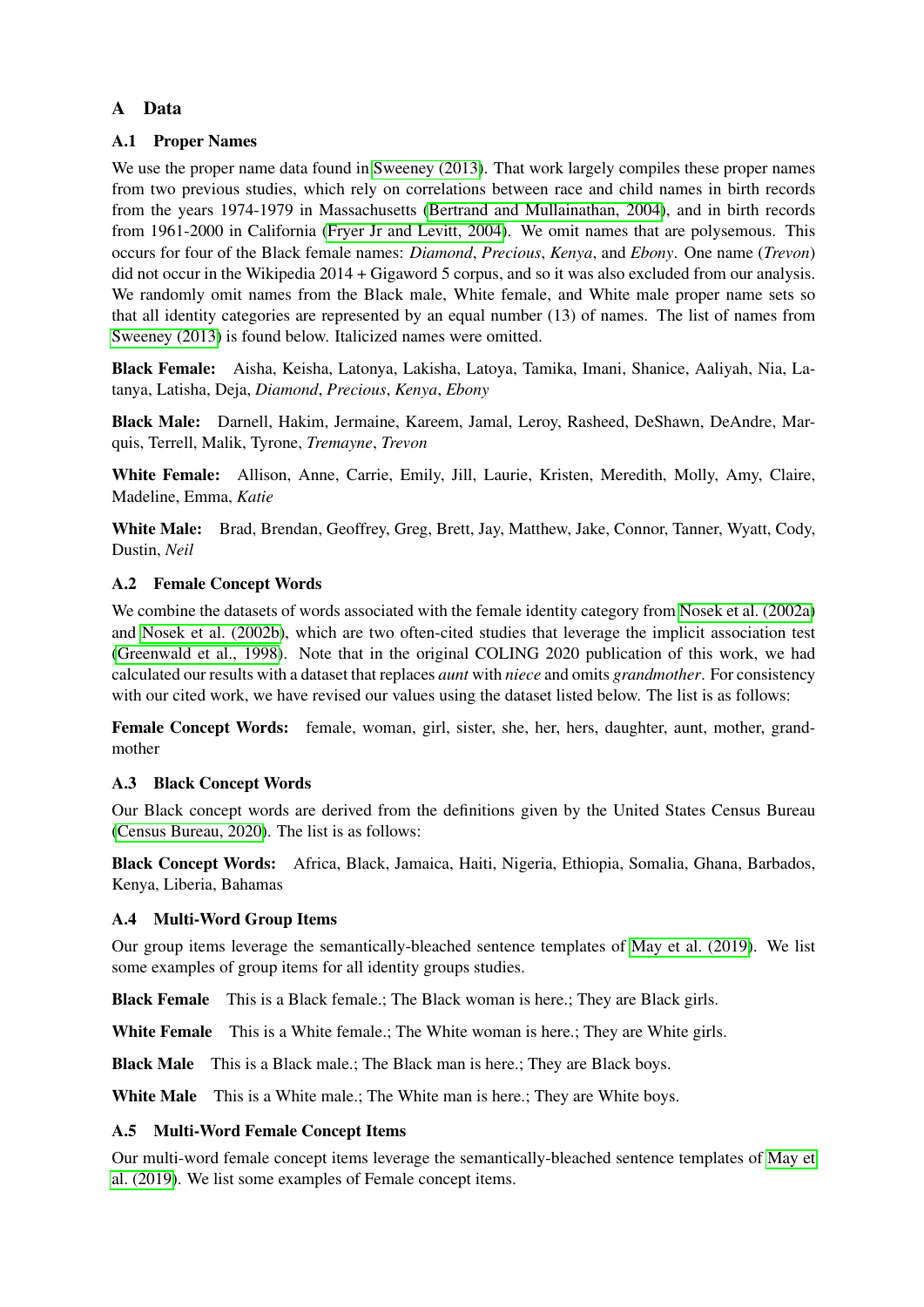## A Data

### A.1 Proper Names

We use the proper name data found in Sweeney (2013). That work largely compiles these proper names from two previous studies, which rely on correlations between race and child names in birth records from the years 1974-1979 in Massachusetts (Bertrand and Mullainathan, 2004), and in birth records from 1961-2000 in California (Fryer Jr and Levitt, 2004). We omit names that are polysemous. This occurs for four of the Black female names: *Diamond*, *Precious*, *Kenya*, and *Ebony*. One name (*Trevon*) did not occur in the Wikipedia 2014 + Gigaword 5 corpus, and so it was also excluded from our analysis. We randomly omit names from the Black male, White female, and White male proper name sets so that all identity categories are represented by an equal number (13) of names. The list of names from Sweeney (2013) is found below. Italicized names were omitted.

**Black Female:** Aisha, Keisha, Latonya, Lakisha, Latoya, Tamika, Imani, Shanice, Aaliyah, Nia, Latanya, Latisha, Deja, *Diamond*, *Precious*, *Kenya*, *Ebony*

**Black Male:** Darnell, Hakim, Jermaine, Kareem, Jamal, Leroy, Rasheed, DeShawn, DeAndre, Marquis, Terrell, Malik, Tyrone, *Tremayne*, *Trevon*

**White Female:** Allison, Anne, Carrie, Emily, Jill, Laurie, Kristen, Meredith, Molly, Amy, Claire, Madeline, Emma, *Katie*

**White Male:** Brad, Brendan, Geoffrey, Greg, Brett, Jay, Matthew, Jake, Connor, Tanner, Wyatt, Cody, Dustin, *Neil*

### A.2 Female Concept Words

We combine the datasets of words associated with the female identity category from Nosek et al. (2002a) and Nosek et al. (2002b), which are two often-cited studies that leverage the implicit association test (Greenwald et al., 1998). Note that in the original COLING 2020 publication of this work, we had calculated our results with a dataset that replaces *aunt* with *niece* and omits *grandmother*. For consistency with our cited work, we have revised our values using the dataset listed below. The list is as follows:

**Female Concept Words:** female, woman, girl, sister, she, her, hers, daughter, aunt, mother, grandmother

### A.3 Black Concept Words

Our Black concept words are derived from the definitions given by the United States Census Bureau (Census Bureau, 2020). The list is as follows:

**Black Concept Words:** Africa, Black, Jamaica, Haiti, Nigeria, Ethiopia, Somalia, Ghana, Barbados, Kenya, Liberia, Bahamas

### A.4 Multi-Word Group Items

Our group items leverage the semantically-bleached sentence templates of May et al. (2019). We list some examples of group items for all identity groups studies.

**Black Female** This is a Black female.; The Black woman is here.; They are Black girls.

**White Female** This is a White female.; The White woman is here.; They are White girls.

**Black Male** This is a Black male.; The Black man is here.; They are Black boys.

**White Male** This is a White male.; The White man is here.; They are White boys.

### A.5 Multi-Word Female Concept Items

Our multi-word female concept items leverage the semantically-bleached sentence templates of May et al. (2019). We list some examples of Female concept items.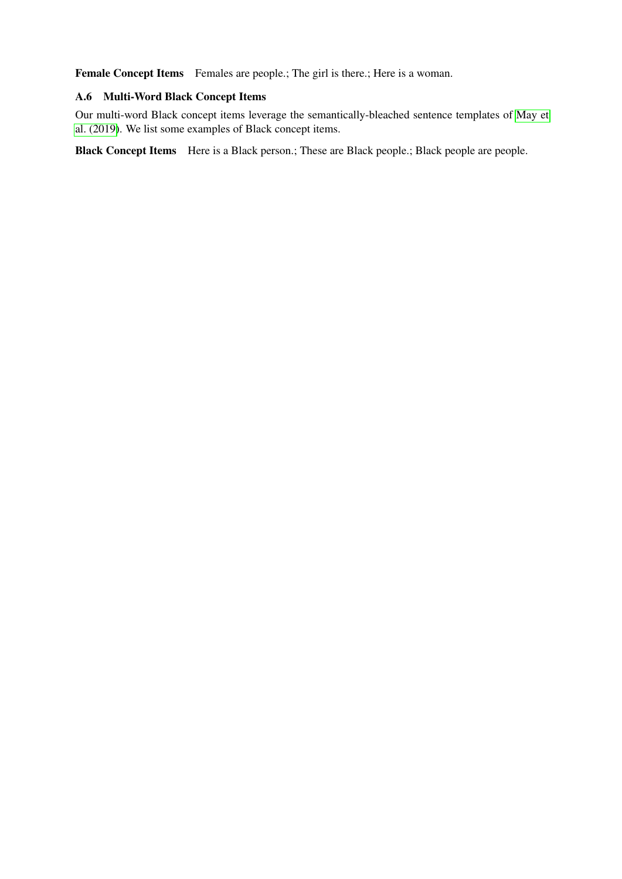**Female Concept Items** Females are people.; The girl is there.; Here is a woman.

### A.6 Multi-Word Black Concept Items

Our multi-word Black concept items leverage the semantically-bleached sentence templates of May et al. (2019). We list some examples of Black concept items.

**Black Concept Items** Here is a Black person.; These are Black people.; Black people are people.